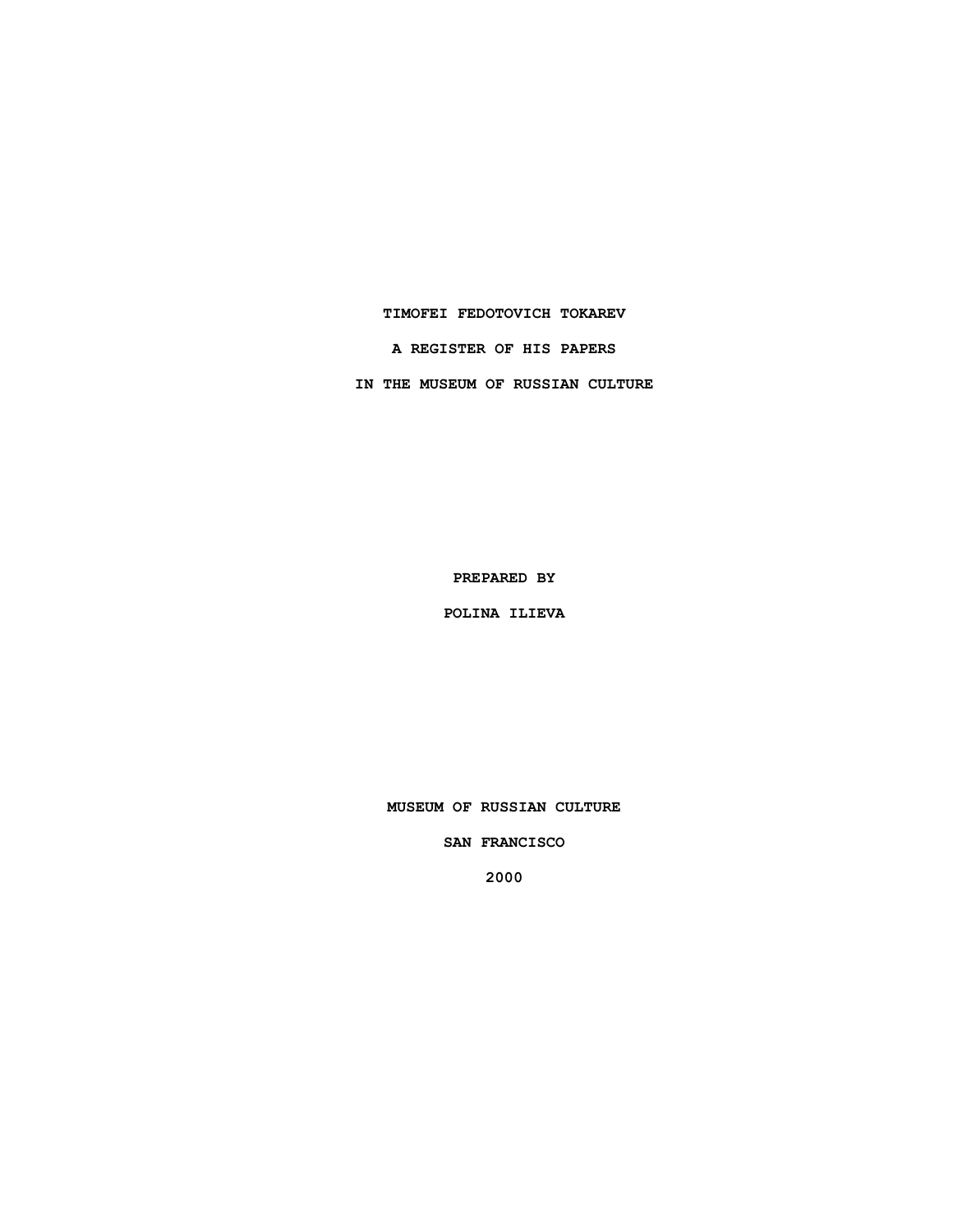**TIMOFEI FEDOTOVICH TOKAREV**

**A REGISTER OF HIS PAPERS**

**IN THE MUSEUM OF RUSSIAN CULTURE**

**PREPARED BY**

**POLINA ILIEVA**

**MUSEUM OF RUSSIAN CULTURE**

**SAN FRANCISCO**

**2000**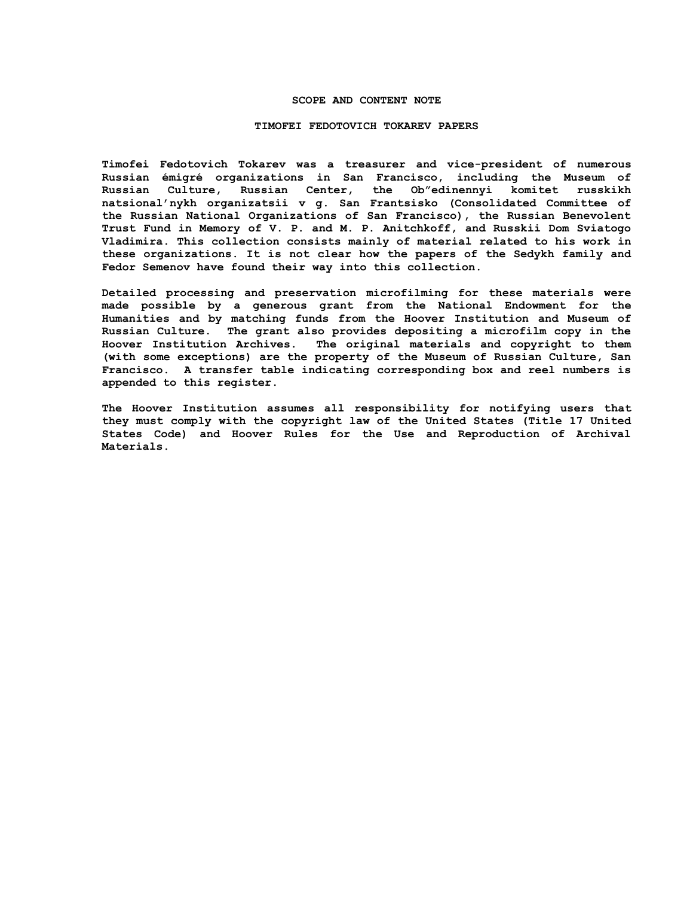## SCOPE AND CONTENT NOTE

## TIMOFEI FEDOTOVICH TOKAREV PAPERS

Timofei Fedotovich Tokarev was a treasurer and vice-president of numerous Russian émigré organizations in San Francisco, including the Museum of Russian Culture, Russian Center, the Ob″edinennyi komitet russkikh natsional’nykh organizatsii v g. San Frantsisko (Consolidated Committee of the Russian National Organizations of San Francisco), the Russian Benevolent Trust Fund in Memory of V. P. and M. P. Anitchkoff, and Russkii Dom Sviatogo Vladimira. This collection consists mainly of material related to his work in these organizations. It is not clear how the papers of the Sedykh family and Fedor Semenov have found their way into this collection.

Detailed processing and preservation microfilming for these materials were made possible by a generous grant from the National Endowment for the Humanities and by matching funds from the Hoover Institution and Museum of Russian Culture. The grant also provides depositing a microfilm copy in the Hoover Institution Archives. The original materials and copyright to them (with some exceptions) are the property of the Museum of Russian Culture, San Francisco. A transfer table indicating corresponding box and reel numbers is appended to this register.

The Hoover Institution assumes all responsibility for notifying users that they must comply with the copyright law of the United States (Title 17 United States Code) and Hoover Rules for the Use and Reproduction of Archival Materials.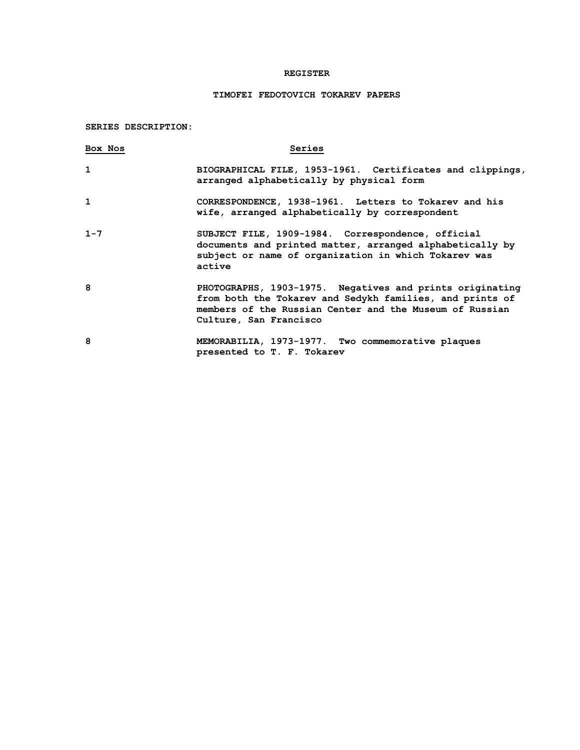# REGISTER

## TIMOFEI FEDOTOVICH TOKAREV PAPERS

**SERIES DESCRIPTION:**

| Box Nos | Series |
|---|---|
| 1 | BIOGRAPHICAL FILE, 1953-1961. Certificates and clippings, arranged alphabetically by physical form |
| 1 | CORRESPONDENCE, 1938-1961. Letters to Tokarev and his wife, arranged alphabetically by correspondent |
| 1-7 | SUBJECT FILE, 1909-1984. Correspondence, official documents and printed matter, arranged alphabetically by subject or name of organization in which Tokarev was active |
| 8 | PHOTOGRAPHS, 1903-1975. Negatives and prints originating from both the Tokarev and Sedykh families, and prints of members of the Russian Center and the Museum of Russian Culture, San Francisco |
| 8 | MEMORABILIA, 1973-1977. Two commemorative plaques presented to T. F. Tokarev |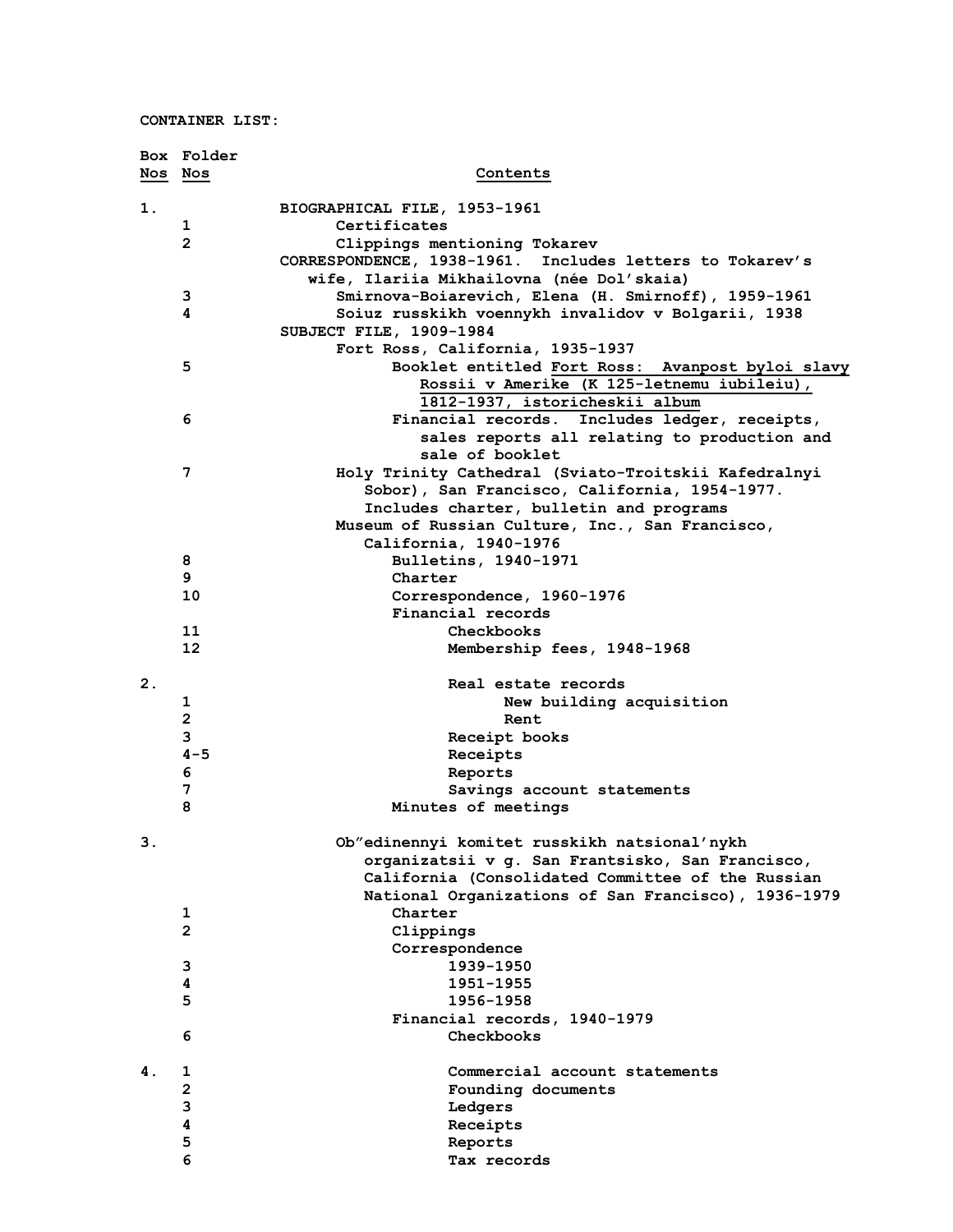CONTAINER LIST:

| Box Nos | Folder Nos | Contents |
|---|---|---|
| 1. | | BIOGRAPHICAL FILE, 1953-1961 |
| | 1 | Certificates |
| | 2 | Clippings mentioning Tokarev |
| | | CORRESPONDENCE, 1938-1961. Includes letters to Tokarev's wife, Ilariia Mikhailovna (née Dol'skaia) |
| | 3 | Smirnova-Boiarevich, Elena (H. Smirnoff), 1959-1961 |
| | 4 | Soiuz russkikh voennykh invalidov v Bolgarii, 1938 |
| | | SUBJECT FILE, 1909-1984 |
| | | Fort Ross, California, 1935-1937 |
| | 5 | Booklet entitled <u>Fort Ross: Avanpost byloi slavy Rossii v Amerike (K 125-letnemu iubileiu), 1812-1937, istoricheskii album</u> |
| | 6 | Financial records. Includes ledger, receipts, sales reports all relating to production and sale of booklet |
| | 7 | Holy Trinity Cathedral (Sviato-Troitskii Kafedralnyi Sobor), San Francisco, California, 1954-1977. Includes charter, bulletin and programs |
| | | Museum of Russian Culture, Inc., San Francisco, California, 1940-1976 |
| | 8 | Bulletins, 1940-1971 |
| | 9 | Charter |
| | 10 | Correspondence, 1960-1976 |
| | | Financial records |
| | 11 | Checkbooks |
| | 12 | Membership fees, 1948-1968 |
| 2. | | Real estate records |
| | 1 | New building acquisition |
| | 2 | Rent |
| | 3 | Receipt books |
| | 4-5 | Receipts |
| | 6 | Reports |
| | 7 | Savings account statements |
| | 8 | Minutes of meetings |
| 3. | | Ob"edinennyi komitet russkikh natsional'nykh organizatsii v g. San Frantsisko, San Francisco, California (Consolidated Committee of the Russian National Organizations of San Francisco), 1936-1979 |
| | 1 | Charter |
| | 2 | Clippings |
| | | Correspondence |
| | 3 | 1939-1950 |
| | 4 | 1951-1955 |
| | 5 | 1956-1958 |
| | | Financial records, 1940-1979 |
| | 6 | Checkbooks |
| 4. | 1 | Commercial account statements |
| | 2 | Founding documents |
| | 3 | Ledgers |
| | 4 | Receipts |
| | 5 | Reports |
| | 6 | Tax records |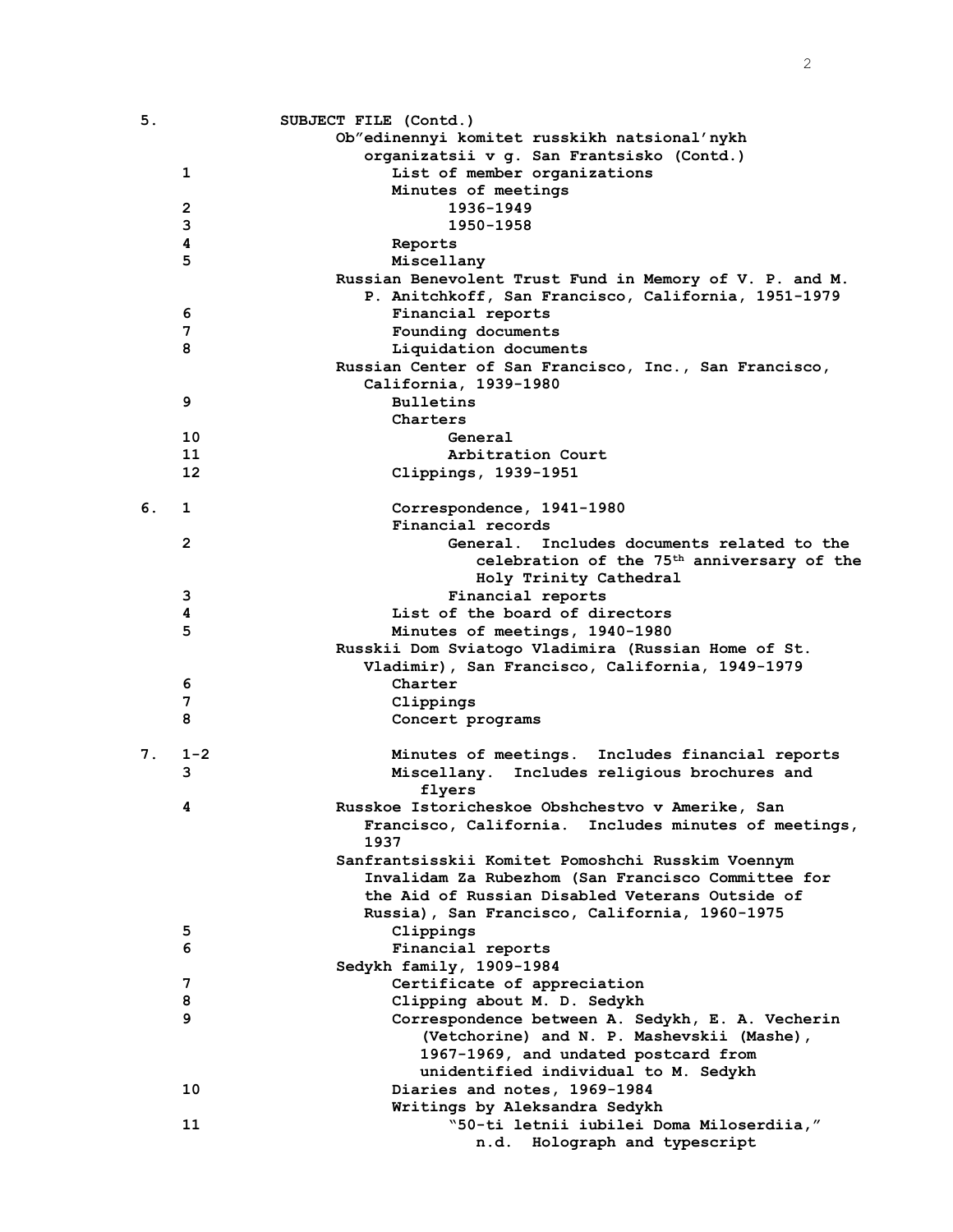| Box | Folder | Contents |
|---|---|---|
| 5. | | SUBJECT FILE (Contd.) |
| | | Ob"edinennyi komitet russkikh natsional'nykh organizatsii v g. San Frantsisko (Contd.) |
| | 1 | List of member organizations |
| | | Minutes of meetings |
| | 2 | 1936-1949 |
| | 3 | 1950-1958 |
| | 4 | Reports |
| | 5 | Miscellany |
| | | Russian Benevolent Trust Fund in Memory of V. P. and M. P. Anitchkoff, San Francisco, California, 1951-1979 |
| | 6 | Financial reports |
| | 7 | Founding documents |
| | 8 | Liquidation documents |
| | | Russian Center of San Francisco, Inc., San Francisco, California, 1939-1980 |
| | 9 | Bulletins |
| | | Charters |
| | 10 | General |
| | 11 | Arbitration Court |
| | 12 | Clippings, 1939-1951 |
| 6. | 1 | Correspondence, 1941-1980 |
| | | Financial records |
| | 2 | General. Includes documents related to the celebration of the 75th anniversary of the Holy Trinity Cathedral |
| | 3 | Financial reports |
| | 4 | List of the board of directors |
| | 5 | Minutes of meetings, 1940-1980 |
| | | Russkii Dom Sviatogo Vladimira (Russian Home of St. Vladimir), San Francisco, California, 1949-1979 |
| | 6 | Charter |
| | 7 | Clippings |
| | 8 | Concert programs |
| 7. | 1-2 | Minutes of meetings. Includes financial reports |
| | 3 | Miscellany. Includes religious brochures and flyers |
| | 4 | Russkoe Istoricheskoe Obshchestvo v Amerike, San Francisco, California. Includes minutes of meetings, 1937 |
| | | Sanfrantsisskii Komitet Pomoshchi Russkim Voennym Invalidam Za Rubezhom (San Francisco Committee for the Aid of Russian Disabled Veterans Outside of Russia), San Francisco, California, 1960-1975 |
| | 5 | Clippings |
| | 6 | Financial reports |
| | | Sedykh family, 1909-1984 |
| | 7 | Certificate of appreciation |
| | 8 | Clipping about M. D. Sedykh |
| | 9 | Correspondence between A. Sedykh, E. A. Vecherin (Vetchorine) and N. P. Mashevskii (Mashe), 1967-1969, and undated postcard from unidentified individual to M. Sedykh |
| | 10 | Diaries and notes, 1969-1984 |
| | | Writings by Aleksandra Sedykh |
| | 11 | "50-ti letnii iubilei Doma Miloserdiia," n.d. Holograph and typescript |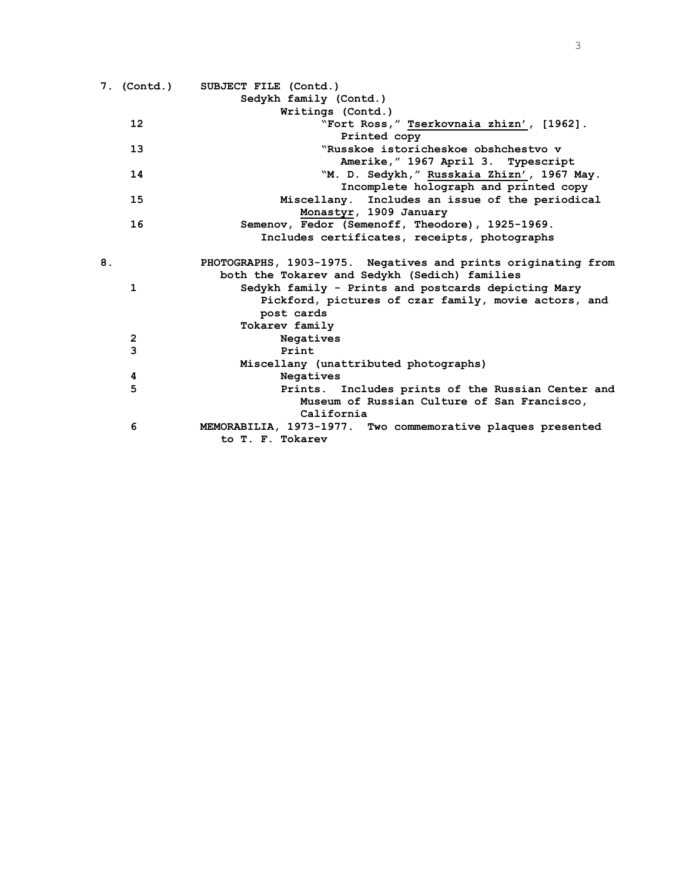**7. (Contd.)** **SUBJECT FILE (Contd.)**

**Sedykh family (Contd.)**

**Writings (Contd.)**

- **12** "Fort Ross," Tserkovnaia zhizn', [1962]. Printed copy
- **13** "Russkoe istoricheskoe obshchestvo v Amerike," 1967 April 3. Typescript
- **14** "M. D. Sedykh," Russkaia Zhizn', 1967 May. Incomplete holograph and printed copy
- **15** Miscellany. Includes an issue of the periodical Monastyr, 1909 January
- **16** Semenov, Fedor (Semenoff, Theodore), 1925-1969. Includes certificates, receipts, photographs

**8.** **PHOTOGRAPHS, 1903-1975.** Negatives and prints originating from both the Tokarev and Sedykh (Sedich) families

- **1** Sedykh family - Prints and postcards depicting Mary Pickford, pictures of czar family, movie actors, and post cards

**Tokarev family**

- **2** Negatives
- **3** Print

**Miscellany (unattributed photographs)**

- **4** Negatives
- **5** Prints. Includes prints of the Russian Center and Museum of Russian Culture of San Francisco, California
- **6** **MEMORABILIA, 1973-1977.** Two commemorative plaques presented to T. F. Tokarev